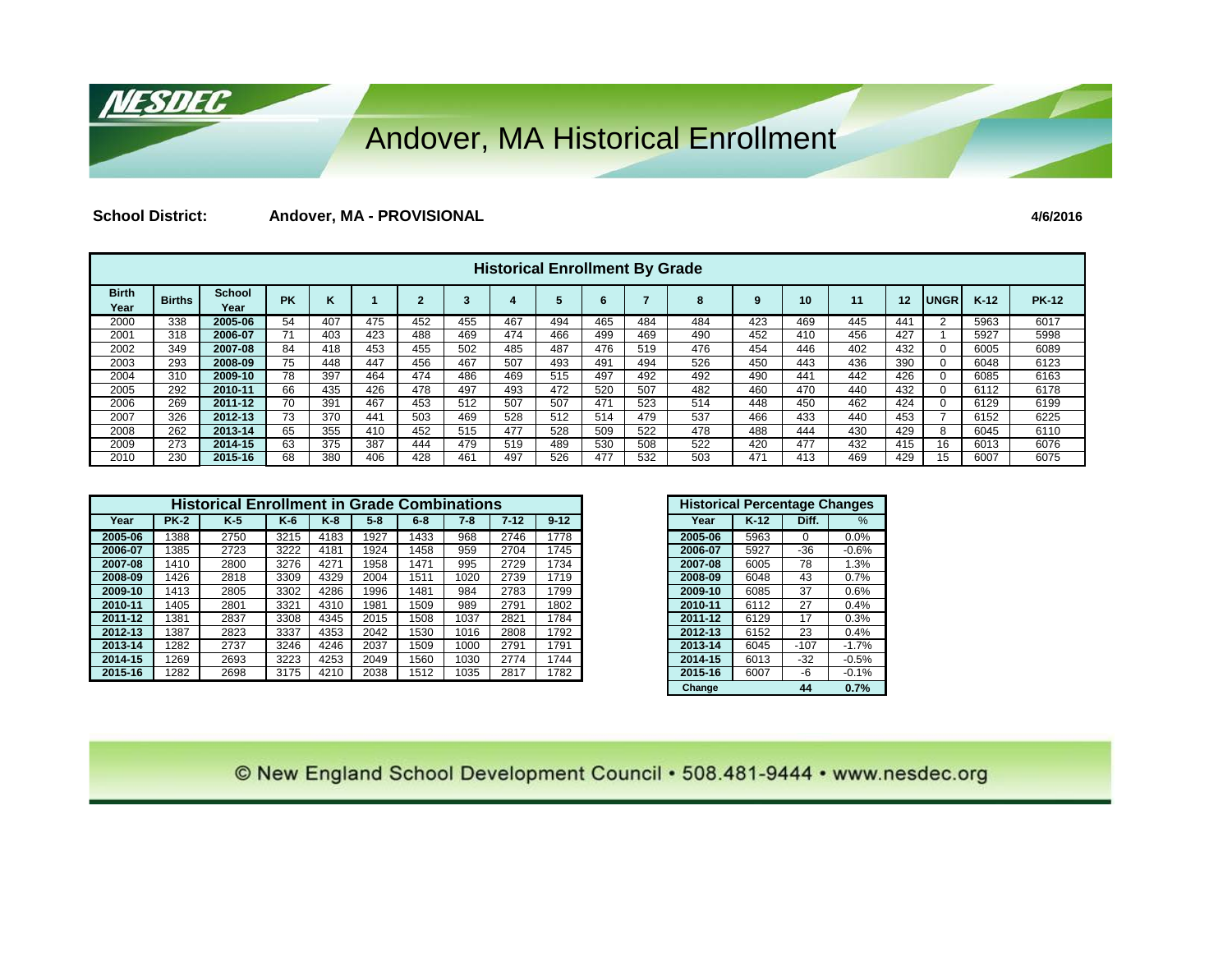# Andover, MA Historical Enrollment

**School District:** **Andover, MA - PROVISIONAL** **4/6/2016**

## Historical Enrollment By Grade

| Birth Year | Births | School Year | PK | K | 1 | 2 | 3 | 4 | 5 | 6 | 7 | 8 | 9 | 10 | 11 | 12 | UNGR | K-12 | PK-12 |
|---|---|---|---|---|---|---|---|---|---|---|---|---|---|---|---|---|---|---|---|
| 2000 | 338 | 2005-06 | 54 | 407 | 475 | 452 | 455 | 467 | 494 | 465 | 484 | 484 | 423 | 469 | 445 | 441 | 2 | 5963 | 6017 |
| 2001 | 318 | 2006-07 | 71 | 403 | 423 | 488 | 469 | 474 | 466 | 499 | 469 | 490 | 452 | 410 | 456 | 427 | 1 | 5927 | 5998 |
| 2002 | 349 | 2007-08 | 84 | 418 | 453 | 455 | 502 | 485 | 487 | 476 | 519 | 476 | 454 | 446 | 402 | 432 | 0 | 6005 | 6089 |
| 2003 | 293 | 2008-09 | 75 | 448 | 447 | 456 | 467 | 507 | 493 | 491 | 494 | 526 | 450 | 443 | 436 | 390 | 0 | 6048 | 6123 |
| 2004 | 310 | 2009-10 | 78 | 397 | 464 | 474 | 486 | 469 | 515 | 497 | 492 | 492 | 490 | 441 | 442 | 426 | 0 | 6085 | 6163 |
| 2005 | 292 | 2010-11 | 66 | 435 | 426 | 478 | 497 | 493 | 472 | 520 | 507 | 482 | 460 | 470 | 440 | 432 | 0 | 6112 | 6178 |
| 2006 | 269 | 2011-12 | 70 | 391 | 467 | 453 | 512 | 507 | 507 | 471 | 523 | 514 | 448 | 450 | 462 | 424 | 0 | 6129 | 6199 |
| 2007 | 326 | 2012-13 | 73 | 370 | 441 | 503 | 469 | 528 | 512 | 514 | 479 | 537 | 466 | 433 | 440 | 453 | 7 | 6152 | 6225 |
| 2008 | 262 | 2013-14 | 65 | 355 | 410 | 452 | 515 | 477 | 528 | 509 | 522 | 478 | 488 | 444 | 430 | 429 | 8 | 6045 | 6110 |
| 2009 | 273 | 2014-15 | 63 | 375 | 387 | 444 | 479 | 519 | 489 | 530 | 508 | 522 | 420 | 477 | 432 | 415 | 16 | 6013 | 6076 |
| 2010 | 230 | 2015-16 | 68 | 380 | 406 | 428 | 461 | 497 | 526 | 477 | 532 | 503 | 471 | 413 | 469 | 429 | 15 | 6007 | 6075 |

## Historical Enrollment in Grade Combinations

| Year | PK-2 | K-5 | K-6 | K-8 | 5-8 | 6-8 | 7-8 | 7-12 | 9-12 |
|---|---|---|---|---|---|---|---|---|---|
| 2005-06 | 1388 | 2750 | 3215 | 4183 | 1927 | 1433 | 968 | 2746 | 1778 |
| 2006-07 | 1385 | 2723 | 3222 | 4181 | 1924 | 1458 | 959 | 2704 | 1745 |
| 2007-08 | 1410 | 2800 | 3276 | 4271 | 1958 | 1471 | 995 | 2729 | 1734 |
| 2008-09 | 1426 | 2818 | 3309 | 4329 | 2004 | 1511 | 1020 | 2739 | 1719 |
| 2009-10 | 1413 | 2805 | 3302 | 4286 | 1996 | 1481 | 984 | 2783 | 1799 |
| 2010-11 | 1405 | 2801 | 3321 | 4310 | 1981 | 1509 | 989 | 2791 | 1802 |
| 2011-12 | 1381 | 2837 | 3308 | 4345 | 2015 | 1508 | 1037 | 2821 | 1784 |
| 2012-13 | 1387 | 2823 | 3337 | 4353 | 2042 | 1530 | 1016 | 2808 | 1792 |
| 2013-14 | 1282 | 2737 | 3246 | 4246 | 2037 | 1509 | 1000 | 2791 | 1791 |
| 2014-15 | 1269 | 2693 | 3223 | 4253 | 2049 | 1560 | 1030 | 2774 | 1744 |
| 2015-16 | 1282 | 2698 | 3175 | 4210 | 2038 | 1512 | 1035 | 2817 | 1782 |

## Historical Percentage Changes

| Year | K-12 | Diff. | % |
|---|---|---|---|
| 2005-06 | 5963 | 0 | 0.0% |
| 2006-07 | 5927 | -36 | -0.6% |
| 2007-08 | 6005 | 78 | 1.3% |
| 2008-09 | 6048 | 43 | 0.7% |
| 2009-10 | 6085 | 37 | 0.6% |
| 2010-11 | 6112 | 27 | 0.4% |
| 2011-12 | 6129 | 17 | 0.3% |
| 2012-13 | 6152 | 23 | 0.4% |
| 2013-14 | 6045 | -107 | -1.7% |
| 2014-15 | 6013 | -32 | -0.5% |
| 2015-16 | 6007 | -6 | -0.1% |
| **Change** | | **44** | **0.7%** |

© New England School Development Council • 508.481-9444 • www.nesdec.org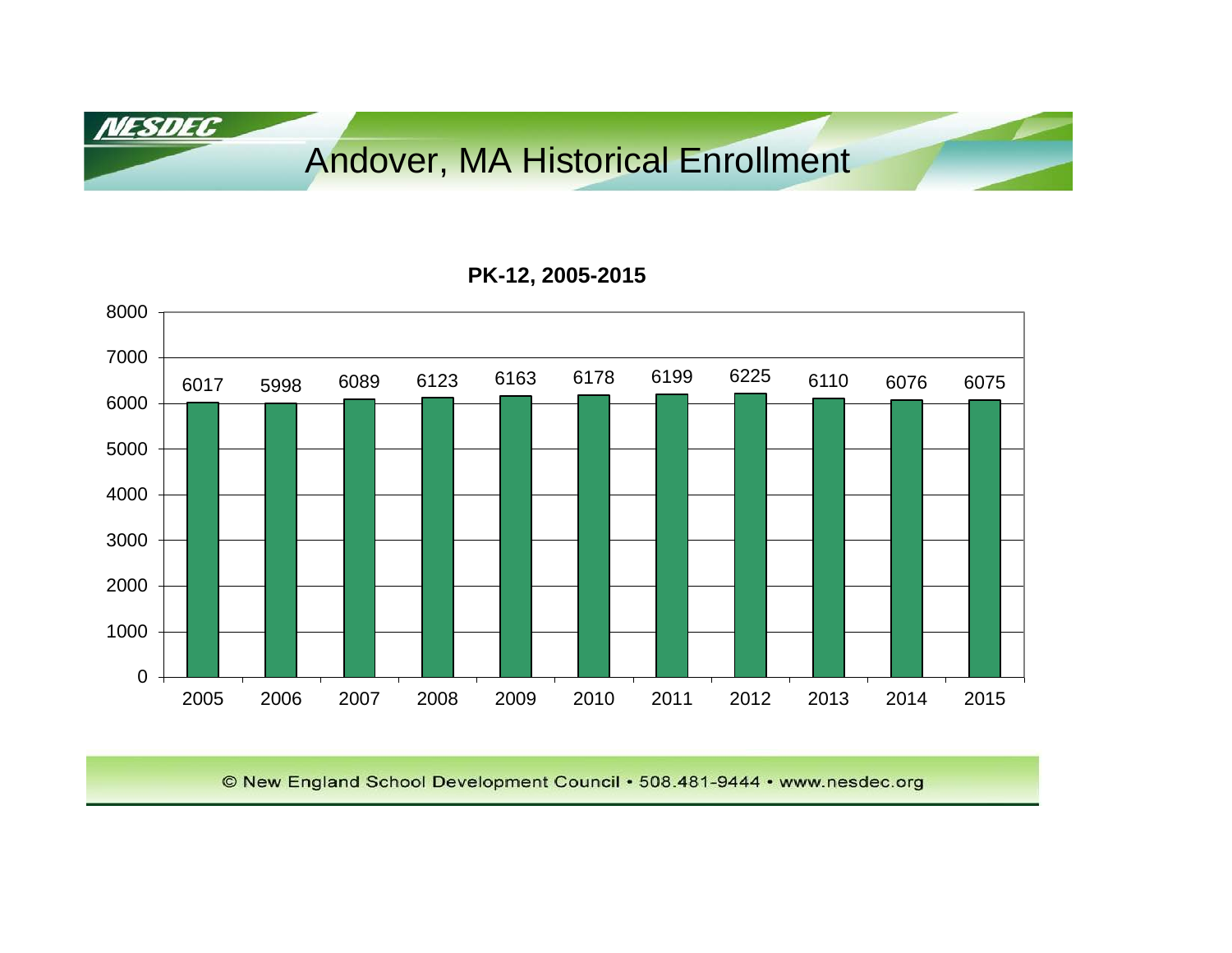# Andover, MA Historical Enrollment

**PK-12, 2005-2015**

| Year | Enrollment |
|---|---|
| 2005 | 6017 |
| 2006 | 5998 |
| 2007 | 6089 |
| 2008 | 6123 |
| 2009 | 6163 |
| 2010 | 6178 |
| 2011 | 6199 |
| 2012 | 6225 |
| 2013 | 6110 |
| 2014 | 6076 |
| 2015 | 6075 |

© New England School Development Council • 508.481-9444 • www.nesdec.org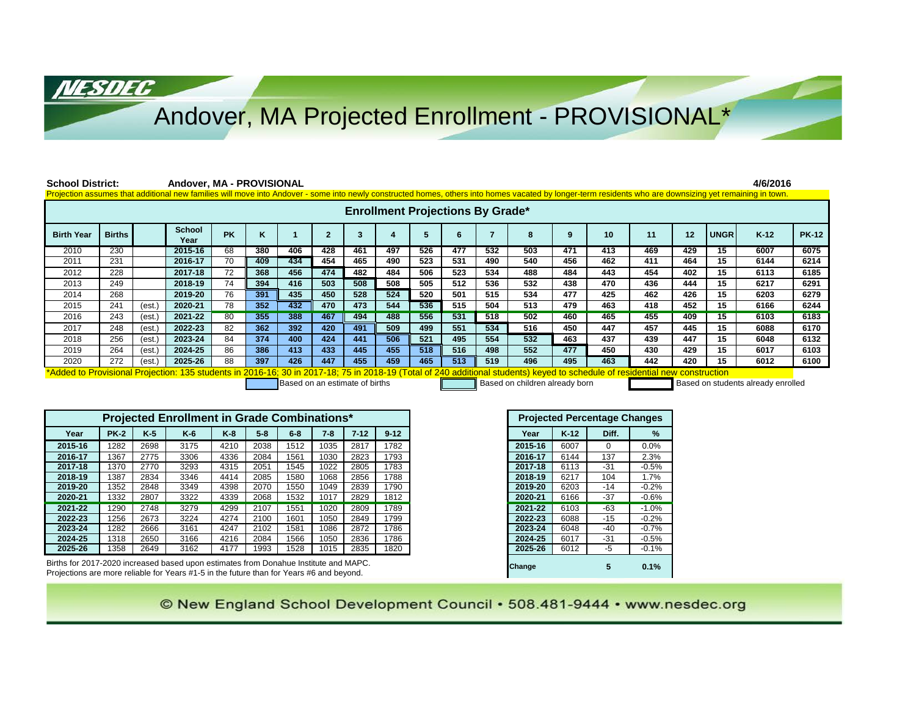# Andover, MA Projected Enrollment - PROVISIONAL*

**School District:** **Andover, MA - PROVISIONAL** **4/6/2016**

Projection assumes that additional new families will move into Andover - some into newly constructed homes, others into homes vacated by longer-term residents who are downsizing yet remaining in town.

## Enrollment Projections By Grade*

| Birth Year | Births | | School Year | PK | K | 1 | 2 | 3 | 4 | 5 | 6 | 7 | 8 | 9 | 10 | 11 | 12 | UNGR | K-12 | PK-12 |
|---|---|---|---|---|---|---|---|---|---|---|---|---|---|---|---|---|---|---|---|---|
| 2010 | 230 | | 2015-16 | 68 | 380 | 406 | 428 | 461 | 497 | 526 | 477 | 532 | 503 | 471 | 413 | 469 | 429 | 15 | 6007 | 6075 |
| 2011 | 231 | | 2016-17 | 70 | 409 | 434 | 454 | 465 | 490 | 523 | 531 | 490 | 540 | 456 | 462 | 411 | 464 | 15 | 6144 | 6214 |
| 2012 | 228 | | 2017-18 | 72 | 368 | 456 | 474 | 482 | 484 | 506 | 523 | 534 | 488 | 484 | 443 | 454 | 402 | 15 | 6113 | 6185 |
| 2013 | 249 | | 2018-19 | 74 | 394 | 416 | 503 | 508 | 508 | 505 | 512 | 536 | 532 | 438 | 470 | 436 | 444 | 15 | 6217 | 6291 |
| 2014 | 268 | | 2019-20 | 76 | 391 | 435 | 450 | 528 | 524 | 520 | 501 | 515 | 534 | 477 | 425 | 462 | 426 | 15 | 6203 | 6279 |
| 2015 | 241 | (est.) | 2020-21 | 78 | 352 | 432 | 470 | 473 | 544 | 536 | 515 | 504 | 513 | 479 | 463 | 418 | 452 | 15 | 6166 | 6244 |
| 2016 | 243 | (est.) | 2021-22 | 80 | 355 | 388 | 467 | 494 | 488 | 556 | 531 | 518 | 502 | 460 | 465 | 455 | 409 | 15 | 6103 | 6183 |
| 2017 | 248 | (est.) | 2022-23 | 82 | 362 | 392 | 420 | 491 | 509 | 499 | 551 | 534 | 516 | 450 | 447 | 457 | 445 | 15 | 6088 | 6170 |
| 2018 | 256 | (est.) | 2023-24 | 84 | 374 | 400 | 424 | 441 | 506 | 521 | 495 | 554 | 532 | 463 | 437 | 439 | 447 | 15 | 6048 | 6132 |
| 2019 | 264 | (est.) | 2024-25 | 86 | 386 | 413 | 433 | 445 | 455 | 518 | 516 | 498 | 552 | 477 | 450 | 430 | 429 | 15 | 6017 | 6103 |
| 2020 | 272 | (est.) | 2025-26 | 88 | 397 | 426 | 447 | 455 | 459 | 465 | 513 | 519 | 496 | 495 | 463 | 442 | 420 | 15 | 6012 | 6100 |

*Added to Provisional Projection: 135 students in 2016-16; 30 in 2017-18; 75 in 2018-19 (Total of 240 additional students) keyed to schedule of residential new construction

Based on an estimate of births | Based on children already born | Based on students already enrolled

## Projected Enrollment in Grade Combinations*

| Year | PK-2 | K-5 | K-6 | K-8 | 5-8 | 6-8 | 7-8 | 7-12 | 9-12 |
|---|---|---|---|---|---|---|---|---|---|
| 2015-16 | 1282 | 2698 | 3175 | 4210 | 2038 | 1512 | 1035 | 2817 | 1782 |
| 2016-17 | 1367 | 2775 | 3306 | 4336 | 2084 | 1561 | 1030 | 2823 | 1793 |
| 2017-18 | 1370 | 2770 | 3293 | 4315 | 2051 | 1545 | 1022 | 2805 | 1783 |
| 2018-19 | 1387 | 2834 | 3346 | 4414 | 2085 | 1580 | 1068 | 2856 | 1788 |
| 2019-20 | 1352 | 2848 | 3349 | 4398 | 2070 | 1550 | 1049 | 2839 | 1790 |
| 2020-21 | 1332 | 2807 | 3322 | 4339 | 2068 | 1532 | 1017 | 2829 | 1812 |
| 2021-22 | 1290 | 2748 | 3279 | 4299 | 2107 | 1551 | 1020 | 2809 | 1789 |
| 2022-23 | 1256 | 2673 | 3224 | 4274 | 2100 | 1601 | 1050 | 2849 | 1799 |
| 2023-24 | 1282 | 2666 | 3161 | 4247 | 2102 | 1581 | 1086 | 2872 | 1786 |
| 2024-25 | 1318 | 2650 | 3166 | 4216 | 2084 | 1566 | 1050 | 2836 | 1786 |
| 2025-26 | 1358 | 2649 | 3162 | 4177 | 1993 | 1528 | 1015 | 2835 | 1820 |

Births for 2017-2020 increased based upon estimates from Donahue Institute and MAPC.
Projections are more reliable for Years #1-5 in the future than for Years #6 and beyond.

## Projected Percentage Changes

| Year | K-12 | Diff. | % |
|---|---|---|---|
| 2015-16 | 6007 | 0 | 0.0% |
| 2016-17 | 6144 | 137 | 2.3% |
| 2017-18 | 6113 | -31 | -0.5% |
| 2018-19 | 6217 | 104 | 1.7% |
| 2019-20 | 6203 | -14 | -0.2% |
| 2020-21 | 6166 | -37 | -0.6% |
| 2021-22 | 6103 | -63 | -1.0% |
| 2022-23 | 6088 | -15 | -0.2% |
| 2023-24 | 6048 | -40 | -0.7% |
| 2024-25 | 6017 | -31 | -0.5% |
| 2025-26 | 6012 | -5 | -0.1% |
| **Change** | | **5** | **0.1%** |

© New England School Development Council • 508.481-9444 • www.nesdec.org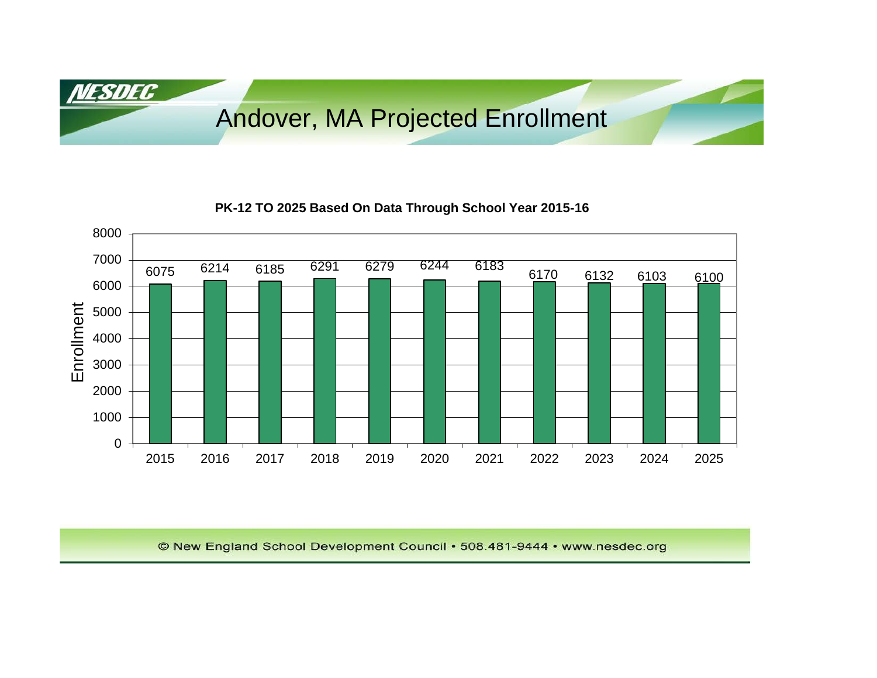# Andover, MA Projected Enrollment

**PK-12 TO 2025 Based On Data Through School Year 2015-16**

| Year | Enrollment |
|---|---|
| 2015 | 6075 |
| 2016 | 6214 |
| 2017 | 6185 |
| 2018 | 6291 |
| 2019 | 6279 |
| 2020 | 6244 |
| 2021 | 6183 |
| 2022 | 6170 |
| 2023 | 6132 |
| 2024 | 6103 |
| 2025 | 6100 |

© New England School Development Council • 508.481-9444 • www.nesdec.org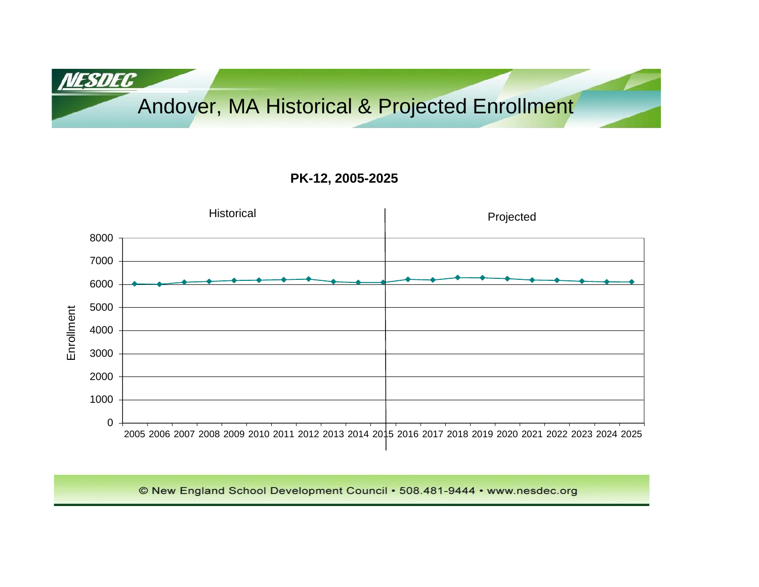# Andover, MA Historical & Projected Enrollment

**PK-12, 2005-2025**

Historical

Projected

Enrollment

8000
7000
6000
5000
4000
3000
2000
1000
0

2005 2006 2007 2008 2009 2010 2011 2012 2013 2014 2015 2016 2017 2018 2019 2020 2021 2022 2023 2024 2025

© New England School Development Council • 508.481-9444 • www.nesdec.org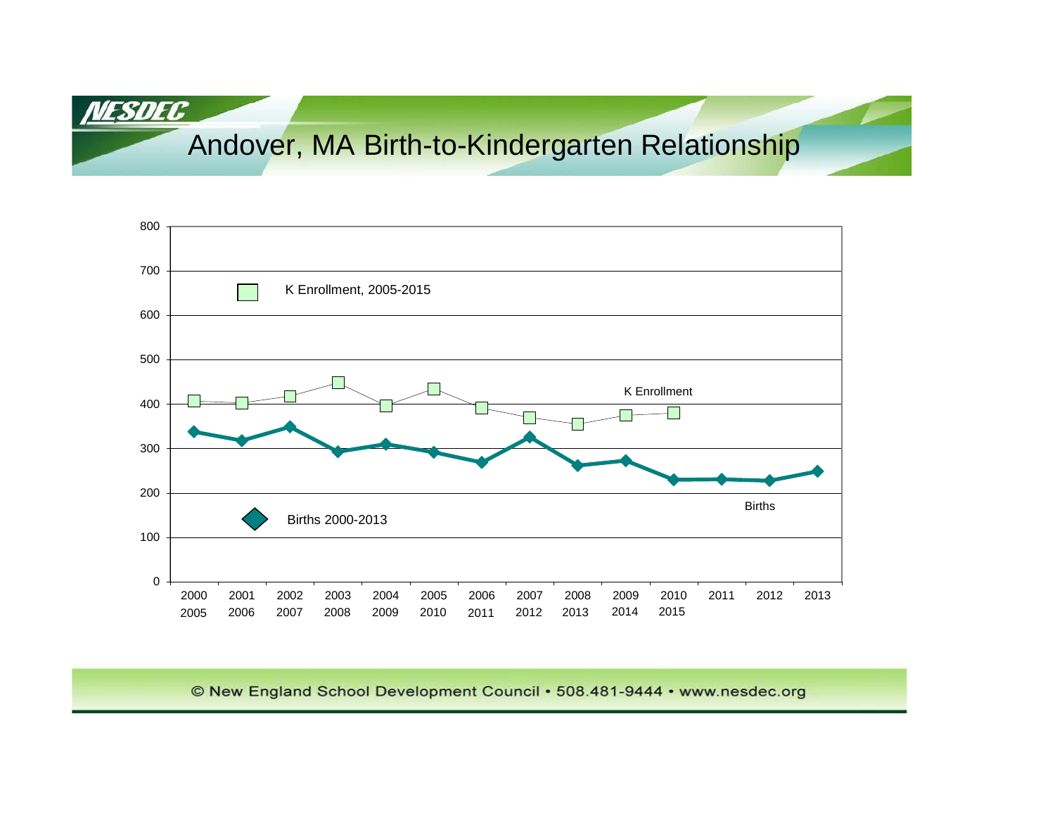# Andover, MA Birth-to-Kindergarten Relationship

K Enrollment, 2005-2015

Births 2000-2013

K Enrollment

Births

| Birth Year | K Year |
|---|---|
| 2000 | 2005 |
| 2001 | 2006 |
| 2002 | 2007 |
| 2003 | 2008 |
| 2004 | 2009 |
| 2005 | 2010 |
| 2006 | 2011 |
| 2007 | 2012 |
| 2008 | 2013 |
| 2009 | 2014 |
| 2010 | 2015 |
| 2011 | |
| 2012 | |
| 2013 | |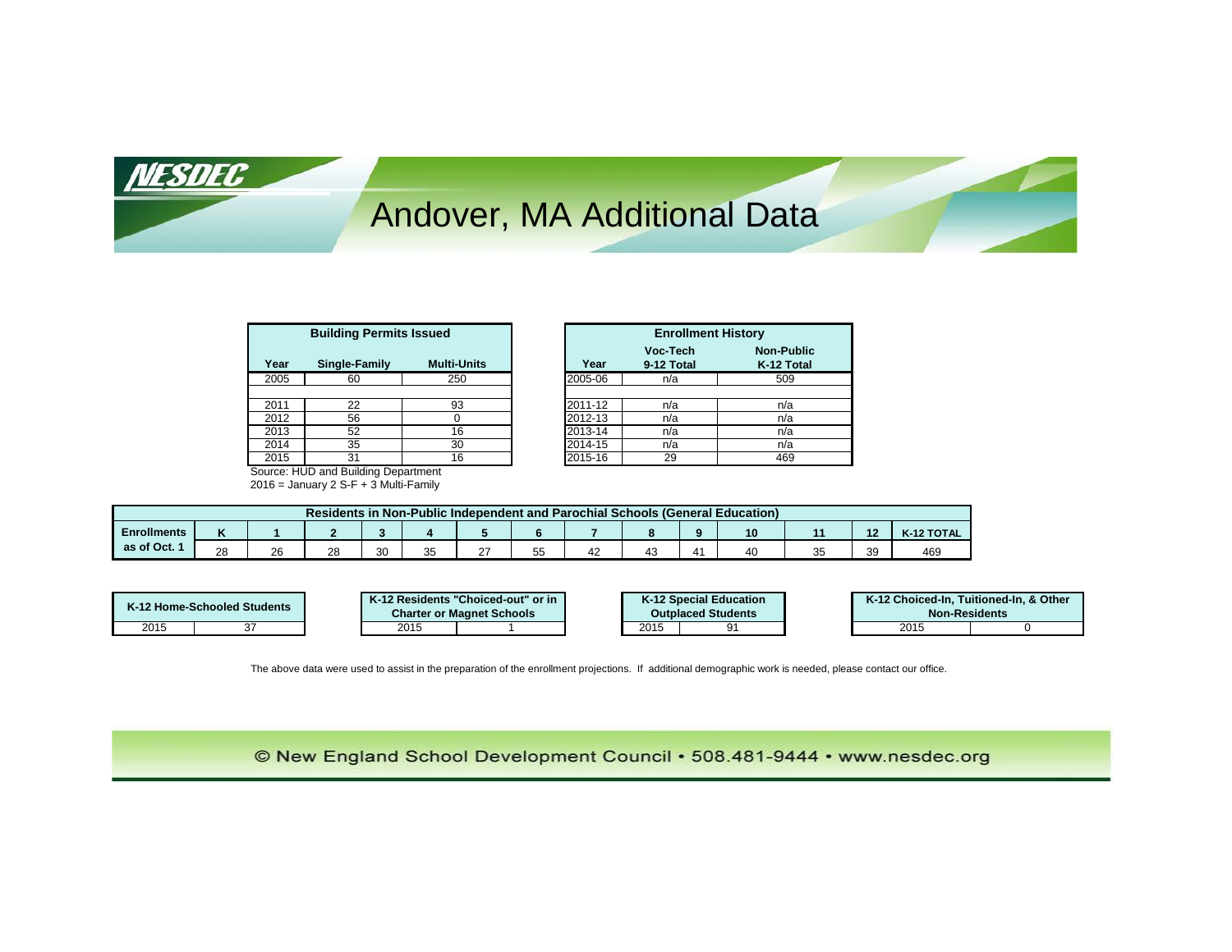# Andover, MA Additional Data

| Building Permits Issued | | |
|---|---|---|
| Year | Single-Family | Multi-Units |
| 2005 | 60 | 250 |
| | | |
| 2011 | 22 | 93 |
| 2012 | 56 | 0 |
| 2013 | 52 | 16 |
| 2014 | 35 | 30 |
| 2015 | 31 | 16 |

Source: HUD and Building Department
2016 = January 2 S-F + 3 Multi-Family

| Enrollment History | | |
|---|---|---|
| Year | Voc-Tech 9-12 Total | Non-Public K-12 Total |
| 2005-06 | n/a | 509 |
| | | |
| 2011-12 | n/a | n/a |
| 2012-13 | n/a | n/a |
| 2013-14 | n/a | n/a |
| 2014-15 | n/a | n/a |
| 2015-16 | 29 | 469 |

| Residents in Non-Public Independent and Parochial Schools (General Education) | | | | | | | | | | | | | | |
|---|---|---|---|---|---|---|---|---|---|---|---|---|---|---|
| Enrollments as of Oct. 1 | K | 1 | 2 | 3 | 4 | 5 | 6 | 7 | 8 | 9 | 10 | 11 | 12 | K-12 TOTAL |
| | 28 | 26 | 28 | 30 | 35 | 27 | 55 | 42 | 43 | 41 | 40 | 35 | 39 | 469 |

| K-12 Home-Schooled Students | |
|---|---|
| 2015 | 37 |

| K-12 Residents "Choiced-out" or in Charter or Magnet Schools | |
|---|---|
| 2015 | 1 |

| K-12 Special Education Outplaced Students | |
|---|---|
| 2015 | 91 |

| K-12 Choiced-In, Tuitioned-In, & Other Non-Residents | |
|---|---|
| 2015 | 0 |

The above data were used to assist in the preparation of the enrollment projections. If additional demographic work is needed, please contact our office.

© New England School Development Council • 508.481-9444 • www.nesdec.org